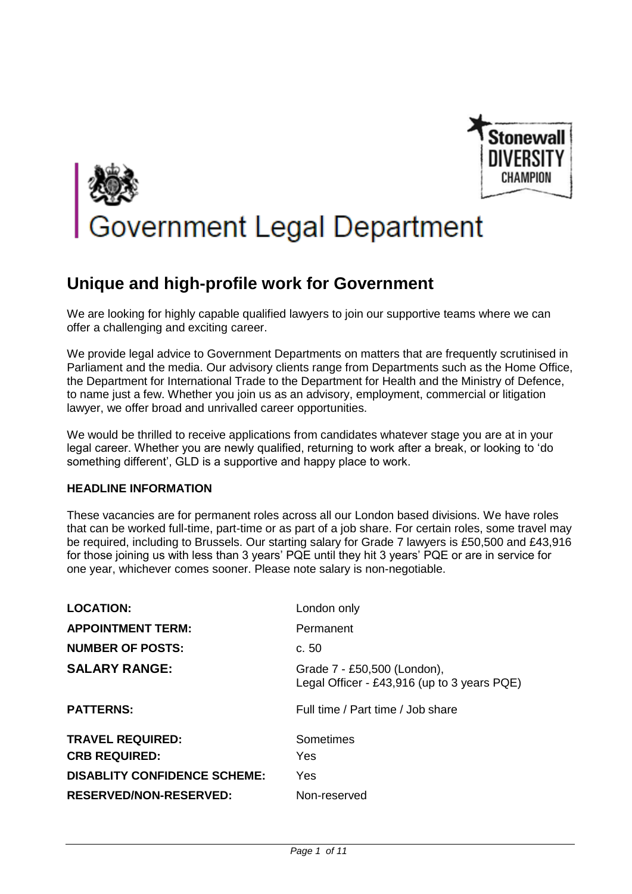Stonewall DIVERSITY CHAMPION

# Government Legal Department

## Unique and high-profile work for Government

We are looking for highly capable qualified lawyers to join our supportive teams where we can offer a challenging and exciting career.

We provide legal advice to Government Departments on matters that are frequently scrutinised in Parliament and the media. Our advisory clients range from Departments such as the Home Office, the Department for International Trade to the Department for Health and the Ministry of Defence, to name just a few. Whether you join us as an advisory, employment, commercial or litigation lawyer, we offer broad and unrivalled career opportunities.

We would be thrilled to receive applications from candidates whatever stage you are at in your legal career. Whether you are newly qualified, returning to work after a break, or looking to 'do something different', GLD is a supportive and happy place to work.

### HEADLINE INFORMATION

These vacancies are for permanent roles across all our London based divisions. We have roles that can be worked full-time, part-time or as part of a job share. For certain roles, some travel may be required, including to Brussels. Our starting salary for Grade 7 lawyers is £50,500 and £43,916 for those joining us with less than 3 years' PQE until they hit 3 years' PQE or are in service for one year, whichever comes sooner. Please note salary is non-negotiable.

| | |
|---|---|
| **LOCATION:** | London only |
| **APPOINTMENT TERM:** | Permanent |
| **NUMBER OF POSTS:** | c. 50 |
| **SALARY RANGE:** | Grade 7 - £50,500 (London), Legal Officer - £43,916 (up to 3 years PQE) |
| **PATTERNS:** | Full time / Part time / Job share |
| **TRAVEL REQUIRED:** | Sometimes |
| **CRB REQUIRED:** | Yes |
| **DISABLITY CONFIDENCE SCHEME:** | Yes |
| **RESERVED/NON-RESERVED:** | Non-reserved |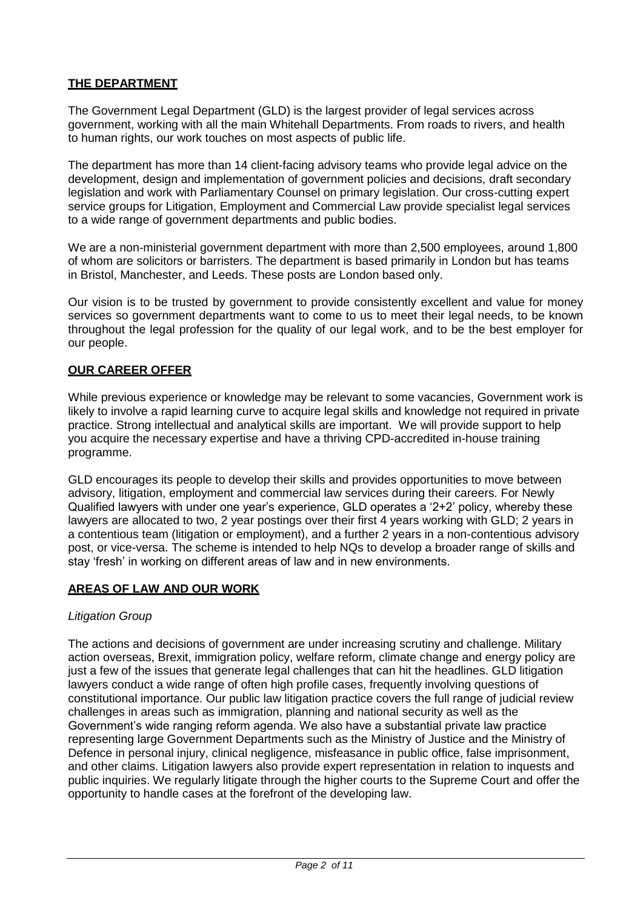## THE DEPARTMENT

The Government Legal Department (GLD) is the largest provider of legal services across government, working with all the main Whitehall Departments. From roads to rivers, and health to human rights, our work touches on most aspects of public life.

The department has more than 14 client-facing advisory teams who provide legal advice on the development, design and implementation of government policies and decisions, draft secondary legislation and work with Parliamentary Counsel on primary legislation. Our cross-cutting expert service groups for Litigation, Employment and Commercial Law provide specialist legal services to a wide range of government departments and public bodies.

We are a non-ministerial government department with more than 2,500 employees, around 1,800 of whom are solicitors or barristers. The department is based primarily in London but has teams in Bristol, Manchester, and Leeds. These posts are London based only.

Our vision is to be trusted by government to provide consistently excellent and value for money services so government departments want to come to us to meet their legal needs, to be known throughout the legal profession for the quality of our legal work, and to be the best employer for our people.

## OUR CAREER OFFER

While previous experience or knowledge may be relevant to some vacancies, Government work is likely to involve a rapid learning curve to acquire legal skills and knowledge not required in private practice. Strong intellectual and analytical skills are important. We will provide support to help you acquire the necessary expertise and have a thriving CPD-accredited in-house training programme.

GLD encourages its people to develop their skills and provides opportunities to move between advisory, litigation, employment and commercial law services during their careers. For Newly Qualified lawyers with under one year's experience, GLD operates a '2+2' policy, whereby these lawyers are allocated to two, 2 year postings over their first 4 years working with GLD; 2 years in a contentious team (litigation or employment), and a further 2 years in a non-contentious advisory post, or vice-versa. The scheme is intended to help NQs to develop a broader range of skills and stay 'fresh' in working on different areas of law and in new environments.

## AREAS OF LAW AND OUR WORK

### *Litigation Group*

The actions and decisions of government are under increasing scrutiny and challenge. Military action overseas, Brexit, immigration policy, welfare reform, climate change and energy policy are just a few of the issues that generate legal challenges that can hit the headlines. GLD litigation lawyers conduct a wide range of often high profile cases, frequently involving questions of constitutional importance. Our public law litigation practice covers the full range of judicial review challenges in areas such as immigration, planning and national security as well as the Government's wide ranging reform agenda. We also have a substantial private law practice representing large Government Departments such as the Ministry of Justice and the Ministry of Defence in personal injury, clinical negligence, misfeasance in public office, false imprisonment, and other claims. Litigation lawyers also provide expert representation in relation to inquests and public inquiries. We regularly litigate through the higher courts to the Supreme Court and offer the opportunity to handle cases at the forefront of the developing law.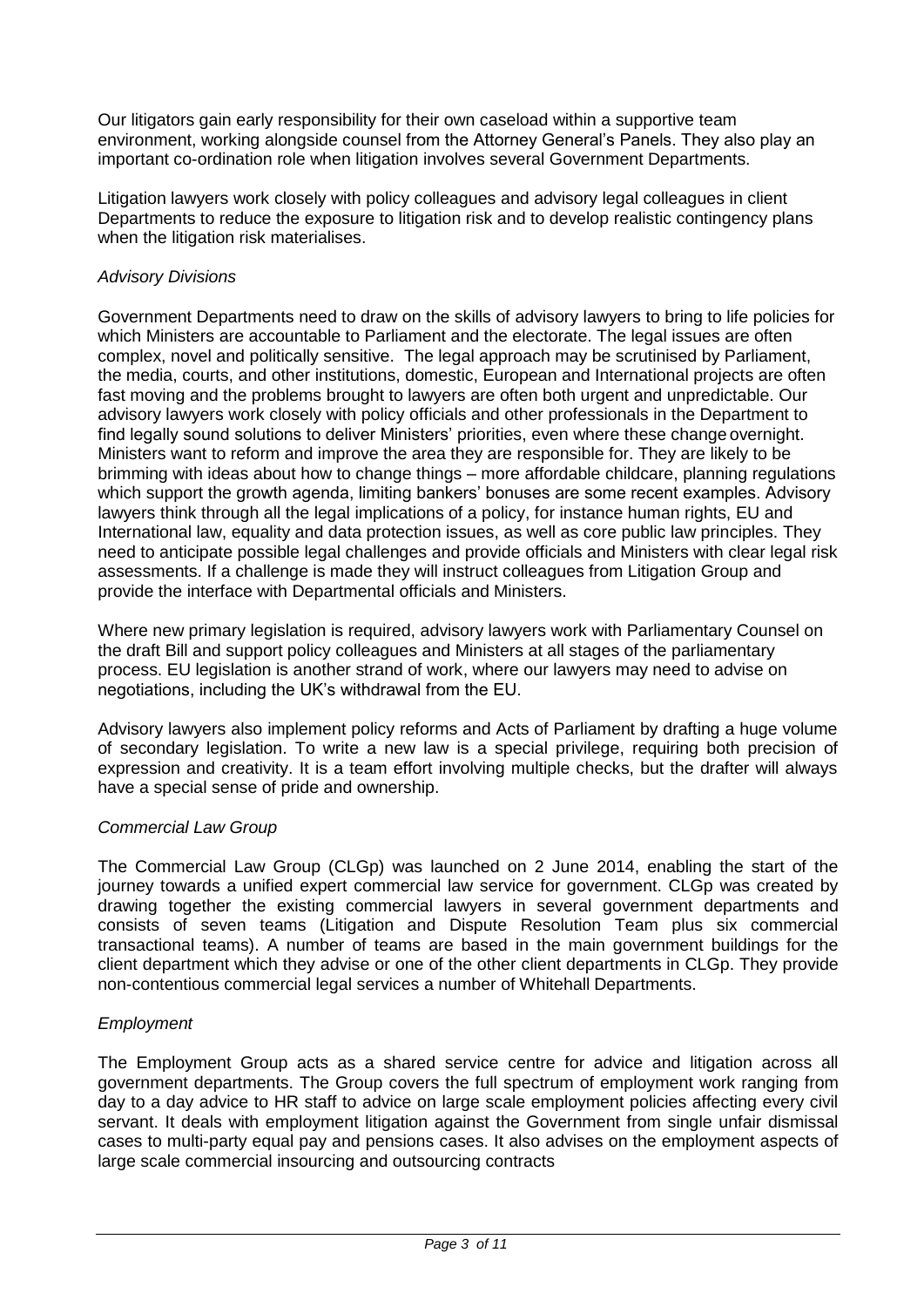Our litigators gain early responsibility for their own caseload within a supportive team environment, working alongside counsel from the Attorney General's Panels. They also play an important co-ordination role when litigation involves several Government Departments.

Litigation lawyers work closely with policy colleagues and advisory legal colleagues in client Departments to reduce the exposure to litigation risk and to develop realistic contingency plans when the litigation risk materialises.

*Advisory Divisions*

Government Departments need to draw on the skills of advisory lawyers to bring to life policies for which Ministers are accountable to Parliament and the electorate. The legal issues are often complex, novel and politically sensitive. The legal approach may be scrutinised by Parliament, the media, courts, and other institutions, domestic, European and International projects are often fast moving and the problems brought to lawyers are often both urgent and unpredictable. Our advisory lawyers work closely with policy officials and other professionals in the Department to find legally sound solutions to deliver Ministers' priorities, even where these change overnight. Ministers want to reform and improve the area they are responsible for. They are likely to be brimming with ideas about how to change things – more affordable childcare, planning regulations which support the growth agenda, limiting bankers' bonuses are some recent examples. Advisory lawyers think through all the legal implications of a policy, for instance human rights, EU and International law, equality and data protection issues, as well as core public law principles. They need to anticipate possible legal challenges and provide officials and Ministers with clear legal risk assessments. If a challenge is made they will instruct colleagues from Litigation Group and provide the interface with Departmental officials and Ministers.

Where new primary legislation is required, advisory lawyers work with Parliamentary Counsel on the draft Bill and support policy colleagues and Ministers at all stages of the parliamentary process. EU legislation is another strand of work, where our lawyers may need to advise on negotiations, including the UK's withdrawal from the EU.

Advisory lawyers also implement policy reforms and Acts of Parliament by drafting a huge volume of secondary legislation. To write a new law is a special privilege, requiring both precision of expression and creativity. It is a team effort involving multiple checks, but the drafter will always have a special sense of pride and ownership.

*Commercial Law Group*

The Commercial Law Group (CLGp) was launched on 2 June 2014, enabling the start of the journey towards a unified expert commercial law service for government. CLGp was created by drawing together the existing commercial lawyers in several government departments and consists of seven teams (Litigation and Dispute Resolution Team plus six commercial transactional teams). A number of teams are based in the main government buildings for the client department which they advise or one of the other client departments in CLGp. They provide non-contentious commercial legal services a number of Whitehall Departments.

*Employment*

The Employment Group acts as a shared service centre for advice and litigation across all government departments. The Group covers the full spectrum of employment work ranging from day to a day advice to HR staff to advice on large scale employment policies affecting every civil servant. It deals with employment litigation against the Government from single unfair dismissal cases to multi-party equal pay and pensions cases. It also advises on the employment aspects of large scale commercial insourcing and outsourcing contracts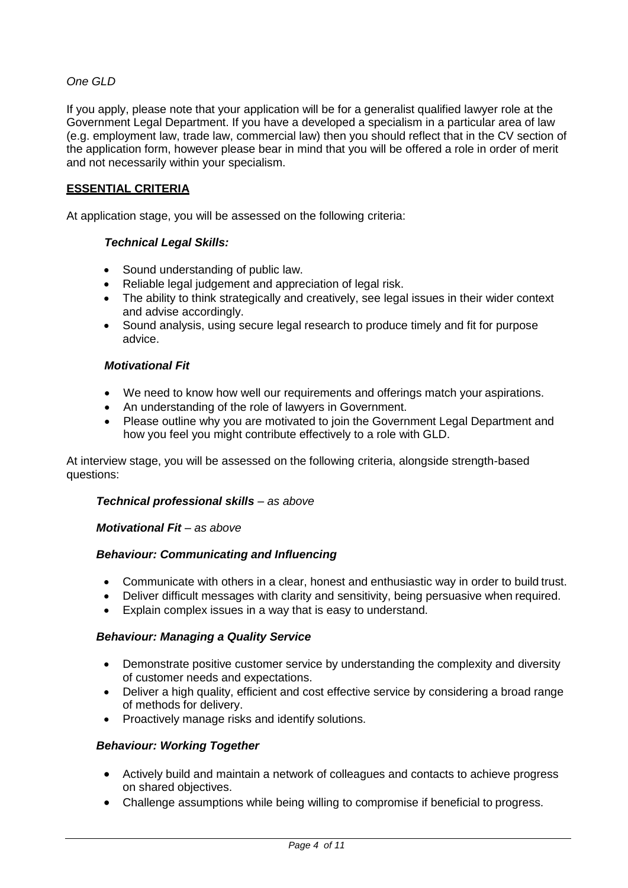*One GLD*

If you apply, please note that your application will be for a generalist qualified lawyer role at the Government Legal Department. If you have a developed a specialism in a particular area of law (e.g. employment law, trade law, commercial law) then you should reflect that in the CV section of the application form, however please bear in mind that you will be offered a role in order of merit and not necessarily within your specialism.

## ESSENTIAL CRITERIA

At application stage, you will be assessed on the following criteria:

***Technical Legal Skills:***

- Sound understanding of public law.
- Reliable legal judgement and appreciation of legal risk.
- The ability to think strategically and creatively, see legal issues in their wider context and advise accordingly.
- Sound analysis, using secure legal research to produce timely and fit for purpose advice.

***Motivational Fit***

- We need to know how well our requirements and offerings match your aspirations.
- An understanding of the role of lawyers in Government.
- Please outline why you are motivated to join the Government Legal Department and how you feel you might contribute effectively to a role with GLD.

At interview stage, you will be assessed on the following criteria, alongside strength-based questions:

***Technical professional skills** – as above*

***Motivational Fit** – as above*

***Behaviour: Communicating and Influencing***

- Communicate with others in a clear, honest and enthusiastic way in order to build trust.
- Deliver difficult messages with clarity and sensitivity, being persuasive when required.
- Explain complex issues in a way that is easy to understand.

***Behaviour: Managing a Quality Service***

- Demonstrate positive customer service by understanding the complexity and diversity of customer needs and expectations.
- Deliver a high quality, efficient and cost effective service by considering a broad range of methods for delivery.
- Proactively manage risks and identify solutions.

***Behaviour: Working Together***

- Actively build and maintain a network of colleagues and contacts to achieve progress on shared objectives.
- Challenge assumptions while being willing to compromise if beneficial to progress.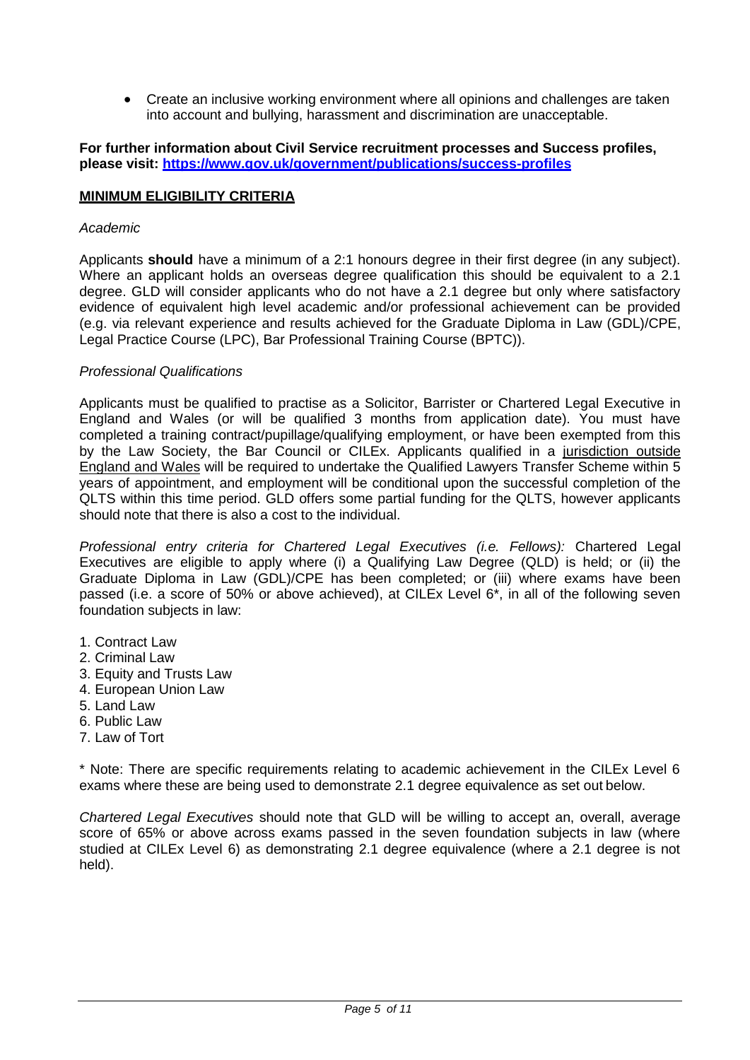- Create an inclusive working environment where all opinions and challenges are taken into account and bullying, harassment and discrimination are unacceptable.

**For further information about Civil Service recruitment processes and Success profiles, please visit: https://www.gov.uk/government/publications/success-profiles**

## MINIMUM ELIGIBILITY CRITERIA

*Academic*

Applicants **should** have a minimum of a 2:1 honours degree in their first degree (in any subject). Where an applicant holds an overseas degree qualification this should be equivalent to a 2.1 degree. GLD will consider applicants who do not have a 2.1 degree but only where satisfactory evidence of equivalent high level academic and/or professional achievement can be provided (e.g. via relevant experience and results achieved for the Graduate Diploma in Law (GDL)/CPE, Legal Practice Course (LPC), Bar Professional Training Course (BPTC)).

*Professional Qualifications*

Applicants must be qualified to practise as a Solicitor, Barrister or Chartered Legal Executive in England and Wales (or will be qualified 3 months from application date). You must have completed a training contract/pupillage/qualifying employment, or have been exempted from this by the Law Society, the Bar Council or CILEx. Applicants qualified in a jurisdiction outside England and Wales will be required to undertake the Qualified Lawyers Transfer Scheme within 5 years of appointment, and employment will be conditional upon the successful completion of the QLTS within this time period. GLD offers some partial funding for the QLTS, however applicants should note that there is also a cost to the individual.

*Professional entry criteria for Chartered Legal Executives (i.e. Fellows):* Chartered Legal Executives are eligible to apply where (i) a Qualifying Law Degree (QLD) is held; or (ii) the Graduate Diploma in Law (GDL)/CPE has been completed; or (iii) where exams have been passed (i.e. a score of 50% or above achieved), at CILEx Level 6*, in all of the following seven foundation subjects in law:

1. Contract Law
2. Criminal Law
3. Equity and Trusts Law
4. European Union Law
5. Land Law
6. Public Law
7. Law of Tort

* Note: There are specific requirements relating to academic achievement in the CILEx Level 6 exams where these are being used to demonstrate 2.1 degree equivalence as set out below.

*Chartered Legal Executives* should note that GLD will be willing to accept an, overall, average score of 65% or above across exams passed in the seven foundation subjects in law (where studied at CILEx Level 6) as demonstrating 2.1 degree equivalence (where a 2.1 degree is not held).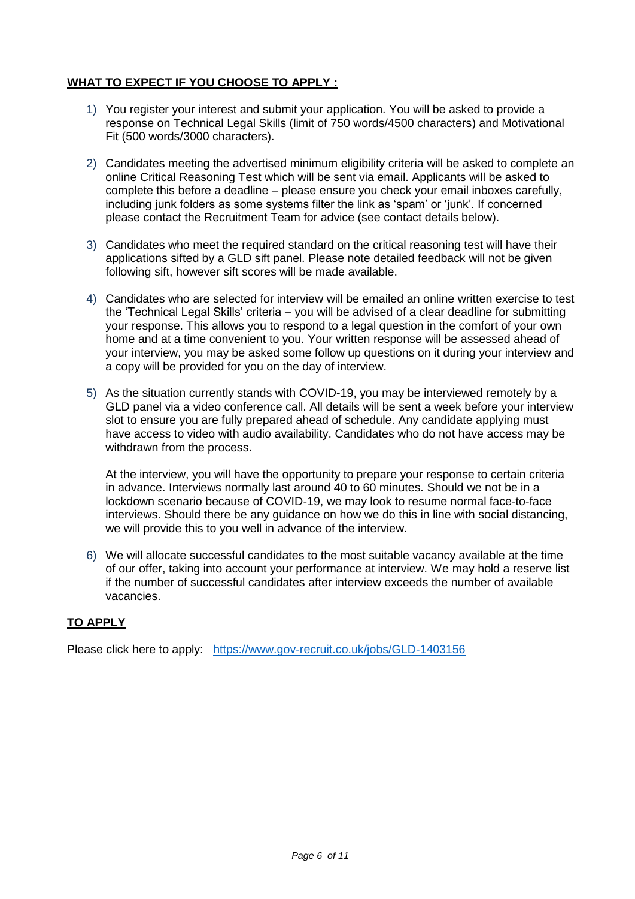**WHAT TO EXPECT IF YOU CHOOSE TO APPLY :**

1) You register your interest and submit your application. You will be asked to provide a response on Technical Legal Skills (limit of 750 words/4500 characters) and Motivational Fit (500 words/3000 characters).

2) Candidates meeting the advertised minimum eligibility criteria will be asked to complete an online Critical Reasoning Test which will be sent via email. Applicants will be asked to complete this before a deadline – please ensure you check your email inboxes carefully, including junk folders as some systems filter the link as 'spam' or 'junk'. If concerned please contact the Recruitment Team for advice (see contact details below).

3) Candidates who meet the required standard on the critical reasoning test will have their applications sifted by a GLD sift panel. Please note detailed feedback will not be given following sift, however sift scores will be made available.

4) Candidates who are selected for interview will be emailed an online written exercise to test the 'Technical Legal Skills' criteria – you will be advised of a clear deadline for submitting your response. This allows you to respond to a legal question in the comfort of your own home and at a time convenient to you. Your written response will be assessed ahead of your interview, you may be asked some follow up questions on it during your interview and a copy will be provided for you on the day of interview.

5) As the situation currently stands with COVID-19, you may be interviewed remotely by a GLD panel via a video conference call. All details will be sent a week before your interview slot to ensure you are fully prepared ahead of schedule. Any candidate applying must have access to video with audio availability. Candidates who do not have access may be withdrawn from the process.

   At the interview, you will have the opportunity to prepare your response to certain criteria in advance. Interviews normally last around 40 to 60 minutes. Should we not be in a lockdown scenario because of COVID-19, we may look to resume normal face-to-face interviews. Should there be any guidance on how we do this in line with social distancing, we will provide this to you well in advance of the interview.

6) We will allocate successful candidates to the most suitable vacancy available at the time of our offer, taking into account your performance at interview. We may hold a reserve list if the number of successful candidates after interview exceeds the number of available vacancies.

**TO APPLY**

Please click here to apply: [https://www.gov-recruit.co.uk/jobs/GLD-1403156](https://www.gov-recruit.co.uk/jobs/GLD-1403156)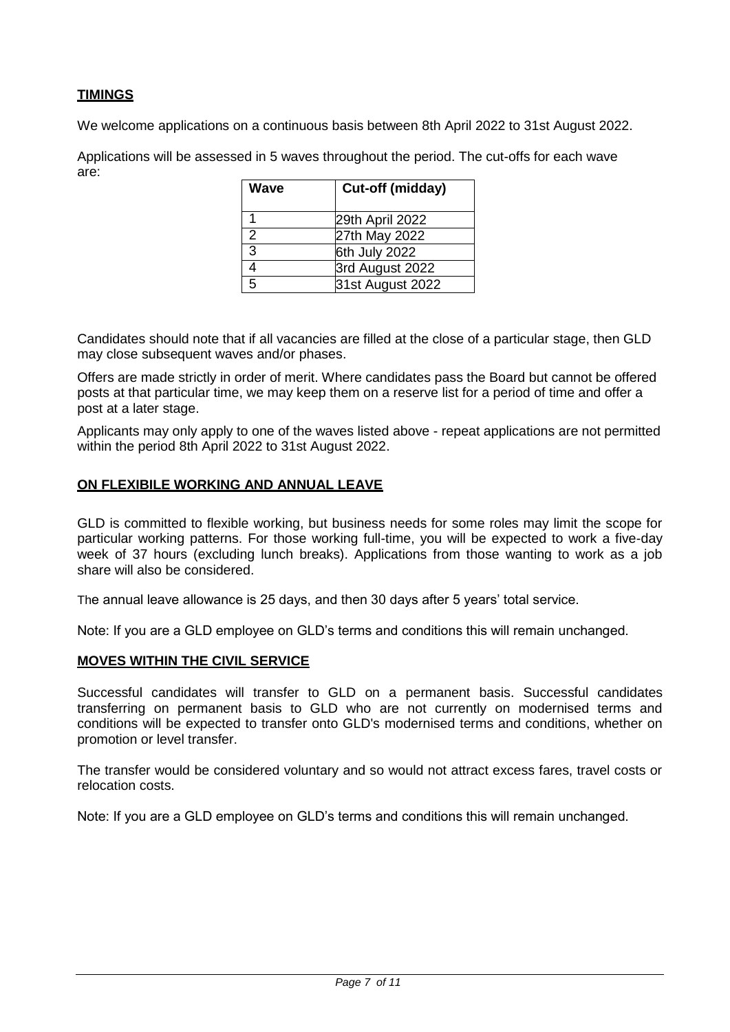## TIMINGS

We welcome applications on a continuous basis between 8th April 2022 to 31st August 2022.

Applications will be assessed in 5 waves throughout the period. The cut-offs for each wave are:

| Wave | Cut-off (midday) |
| --- | --- |
| 1 | 29th April 2022 |
| 2 | 27th May 2022 |
| 3 | 6th July 2022 |
| 4 | 3rd August 2022 |
| 5 | 31st August 2022 |

Candidates should note that if all vacancies are filled at the close of a particular stage, then GLD may close subsequent waves and/or phases.

Offers are made strictly in order of merit. Where candidates pass the Board but cannot be offered posts at that particular time, we may keep them on a reserve list for a period of time and offer a post at a later stage.

Applicants may only apply to one of the waves listed above - repeat applications are not permitted within the period 8th April 2022 to 31st August 2022.

## ON FLEXIBILE WORKING AND ANNUAL LEAVE

GLD is committed to flexible working, but business needs for some roles may limit the scope for particular working patterns. For those working full-time, you will be expected to work a five-day week of 37 hours (excluding lunch breaks). Applications from those wanting to work as a job share will also be considered.

The annual leave allowance is 25 days, and then 30 days after 5 years' total service.

Note: If you are a GLD employee on GLD's terms and conditions this will remain unchanged.

## MOVES WITHIN THE CIVIL SERVICE

Successful candidates will transfer to GLD on a permanent basis. Successful candidates transferring on permanent basis to GLD who are not currently on modernised terms and conditions will be expected to transfer onto GLD's modernised terms and conditions, whether on promotion or level transfer.

The transfer would be considered voluntary and so would not attract excess fares, travel costs or relocation costs.

Note: If you are a GLD employee on GLD's terms and conditions this will remain unchanged.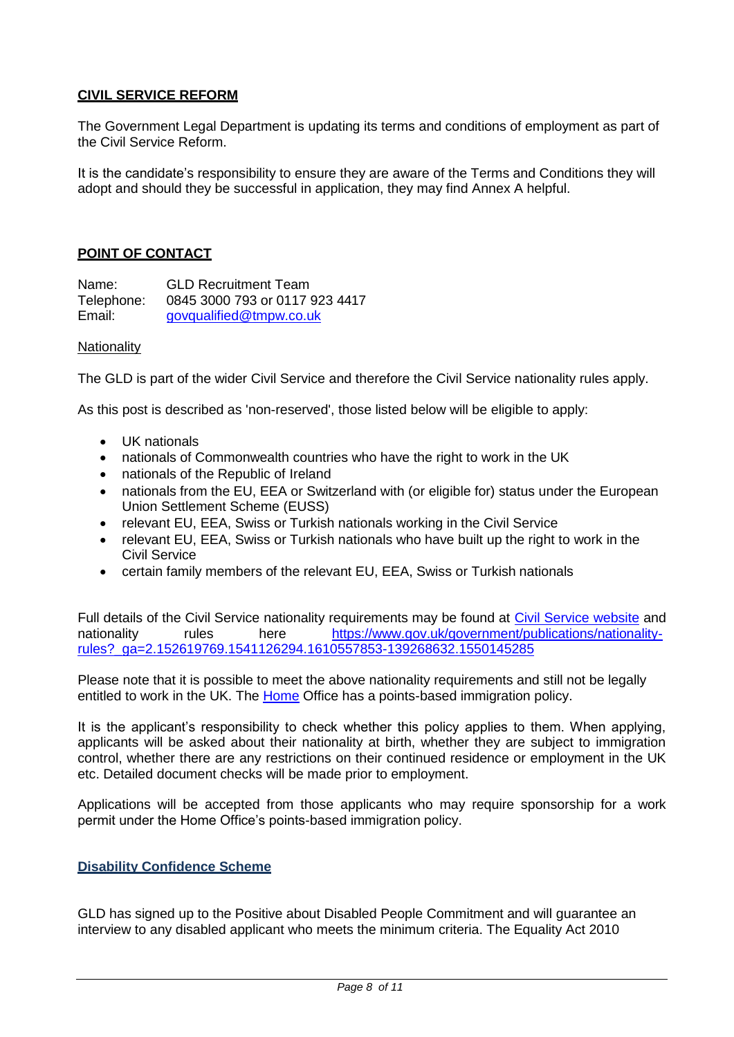## CIVIL SERVICE REFORM

The Government Legal Department is updating its terms and conditions of employment as part of the Civil Service Reform.

It is the candidate's responsibility to ensure they are aware of the Terms and Conditions they will adopt and should they be successful in application, they may find Annex A helpful.

## POINT OF CONTACT

Name: GLD Recruitment Team
Telephone: 0845 3000 793 or 0117 923 4417
Email: govqualified@tmpw.co.uk

### Nationality

The GLD is part of the wider Civil Service and therefore the Civil Service nationality rules apply.

As this post is described as 'non-reserved', those listed below will be eligible to apply:

- UK nationals
- nationals of Commonwealth countries who have the right to work in the UK
- nationals of the Republic of Ireland
- nationals from the EU, EEA or Switzerland with (or eligible for) status under the European Union Settlement Scheme (EUSS)
- relevant EU, EEA, Swiss or Turkish nationals working in the Civil Service
- relevant EU, EEA, Swiss or Turkish nationals who have built up the right to work in the Civil Service
- certain family members of the relevant EU, EEA, Swiss or Turkish nationals

Full details of the Civil Service nationality requirements may be found at Civil Service website and nationality rules here https://www.gov.uk/government/publications/nationality-rules?_ga=2.152619769.1541126294.1610557853-139268632.1550145285

Please note that it is possible to meet the above nationality requirements and still not be legally entitled to work in the UK. The Home Office has a points-based immigration policy.

It is the applicant's responsibility to check whether this policy applies to them. When applying, applicants will be asked about their nationality at birth, whether they are subject to immigration control, whether there are any restrictions on their continued residence or employment in the UK etc. Detailed document checks will be made prior to employment.

Applications will be accepted from those applicants who may require sponsorship for a work permit under the Home Office's points-based immigration policy.

## Disability Confidence Scheme

GLD has signed up to the Positive about Disabled People Commitment and will guarantee an interview to any disabled applicant who meets the minimum criteria. The Equality Act 2010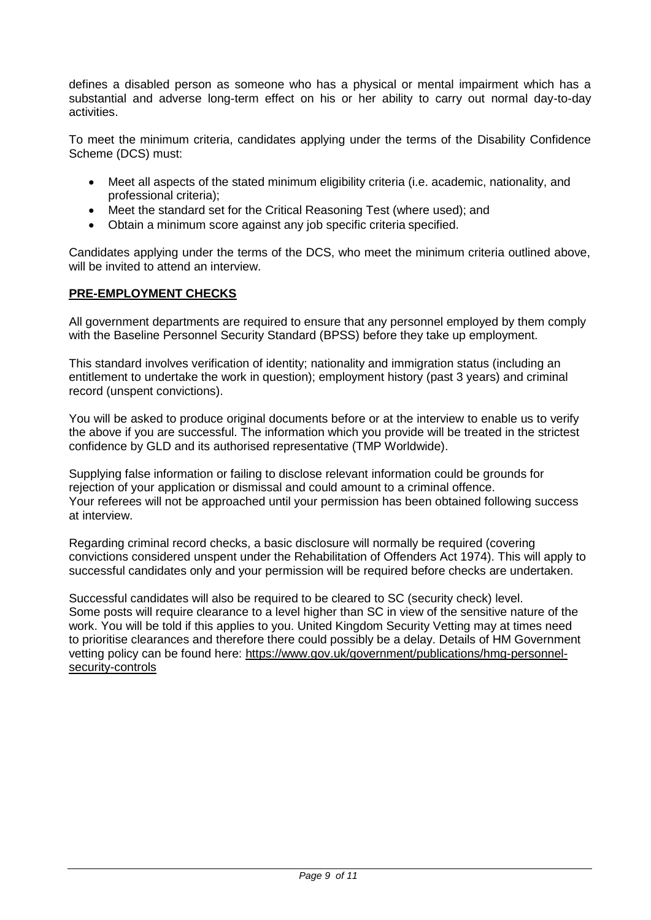defines a disabled person as someone who has a physical or mental impairment which has a substantial and adverse long-term effect on his or her ability to carry out normal day-to-day activities.

To meet the minimum criteria, candidates applying under the terms of the Disability Confidence Scheme (DCS) must:

- Meet all aspects of the stated minimum eligibility criteria (i.e. academic, nationality, and professional criteria);
- Meet the standard set for the Critical Reasoning Test (where used); and
- Obtain a minimum score against any job specific criteria specified.

Candidates applying under the terms of the DCS, who meet the minimum criteria outlined above, will be invited to attend an interview.

## PRE-EMPLOYMENT CHECKS

All government departments are required to ensure that any personnel employed by them comply with the Baseline Personnel Security Standard (BPSS) before they take up employment.

This standard involves verification of identity; nationality and immigration status (including an entitlement to undertake the work in question); employment history (past 3 years) and criminal record (unspent convictions).

You will be asked to produce original documents before or at the interview to enable us to verify the above if you are successful. The information which you provide will be treated in the strictest confidence by GLD and its authorised representative (TMP Worldwide).

Supplying false information or failing to disclose relevant information could be grounds for rejection of your application or dismissal and could amount to a criminal offence.
Your referees will not be approached until your permission has been obtained following success at interview.

Regarding criminal record checks, a basic disclosure will normally be required (covering convictions considered unspent under the Rehabilitation of Offenders Act 1974). This will apply to successful candidates only and your permission will be required before checks are undertaken.

Successful candidates will also be required to be cleared to SC (security check) level.
Some posts will require clearance to a level higher than SC in view of the sensitive nature of the work. You will be told if this applies to you. United Kingdom Security Vetting may at times need to prioritise clearances and therefore there could possibly be a delay. Details of HM Government vetting policy can be found here: https://www.gov.uk/government/publications/hmg-personnel-security-controls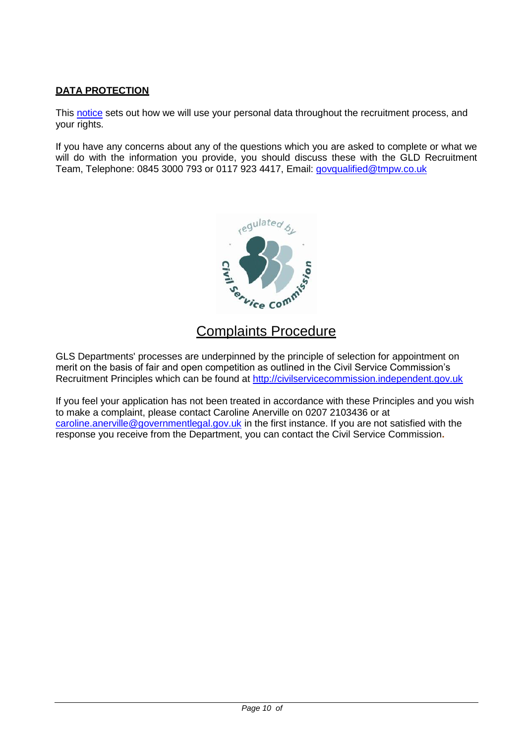## DATA PROTECTION

This [notice](notice) sets out how we will use your personal data throughout the recruitment process, and your rights.

If you have any concerns about any of the questions which you are asked to complete or what we will do with the information you provide, you should discuss these with the GLD Recruitment Team, Telephone: 0845 3000 793 or 0117 923 4417, Email: govqualified@tmpw.co.uk

## Complaints Procedure

GLS Departments' processes are underpinned by the principle of selection for appointment on merit on the basis of fair and open competition as outlined in the Civil Service Commission's Recruitment Principles which can be found at http://civilservicecommission.independent.gov.uk

If you feel your application has not been treated in accordance with these Principles and you wish to make a complaint, please contact Caroline Anerville on 0207 2103436 or at caroline.anerville@governmentlegal.gov.uk in the first instance. If you are not satisfied with the response you receive from the Department, you can contact the Civil Service Commission.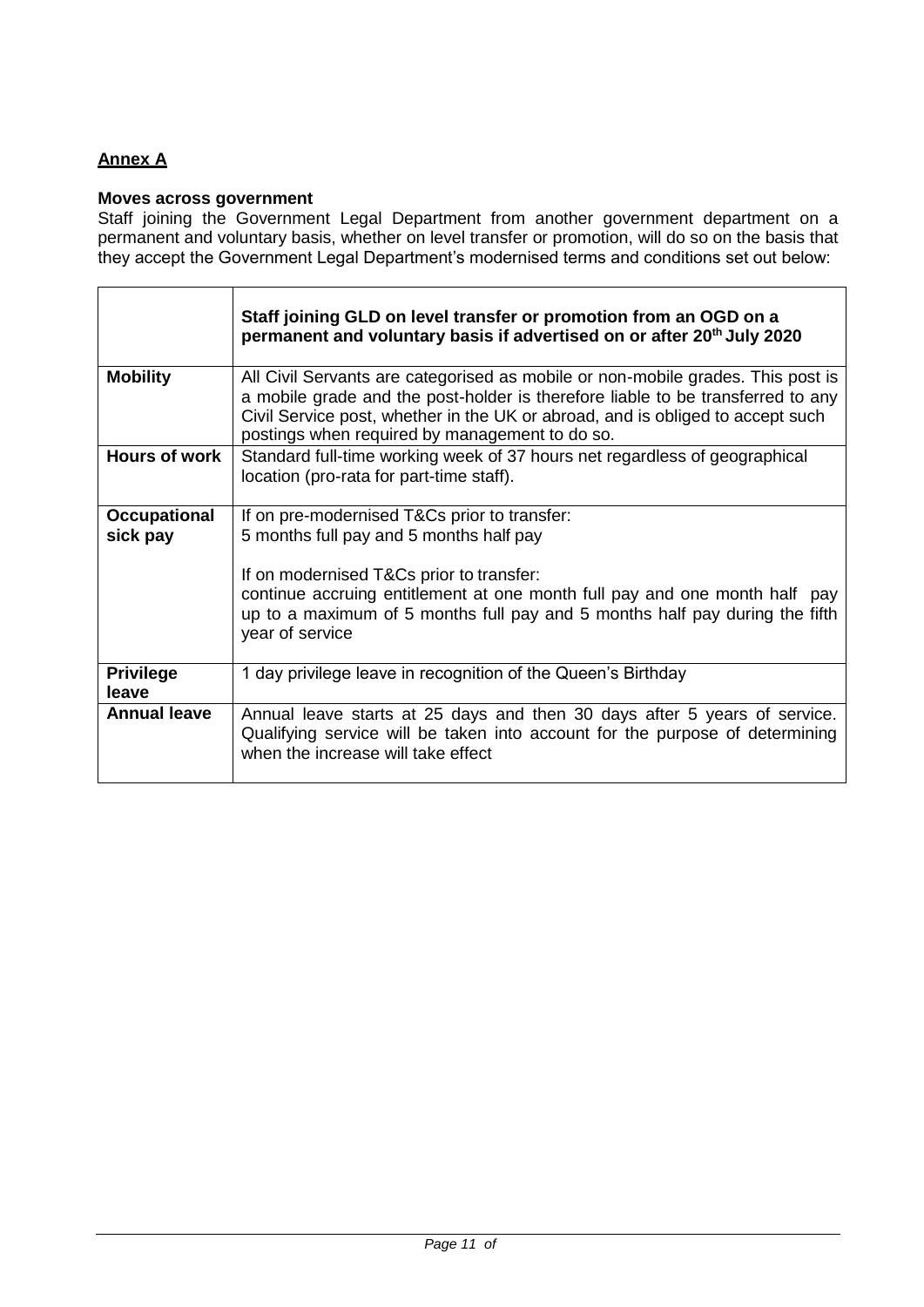## **Annex A**

### **Moves across government**

Staff joining the Government Legal Department from another government department on a permanent and voluntary basis, whether on level transfer or promotion, will do so on the basis that they accept the Government Legal Department's modernised terms and conditions set out below:

| | **Staff joining GLD on level transfer or promotion from an OGD on a permanent and voluntary basis if advertised on or after 20th July 2020** |
|---|---|
| **Mobility** | All Civil Servants are categorised as mobile or non-mobile grades. This post is a mobile grade and the post-holder is therefore liable to be transferred to any Civil Service post, whether in the UK or abroad, and is obliged to accept such postings when required by management to do so. |
| **Hours of work** | Standard full-time working week of 37 hours net regardless of geographical location (pro-rata for part-time staff). |
| **Occupational sick pay** | If on pre-modernised T&Cs prior to transfer:<br>5 months full pay and 5 months half pay<br><br>If on modernised T&Cs prior to transfer:<br>continue accruing entitlement at one month full pay and one month half pay up to a maximum of 5 months full pay and 5 months half pay during the fifth year of service |
| **Privilege leave** | 1 day privilege leave in recognition of the Queen's Birthday |
| **Annual leave** | Annual leave starts at 25 days and then 30 days after 5 years of service. Qualifying service will be taken into account for the purpose of determining when the increase will take effect |